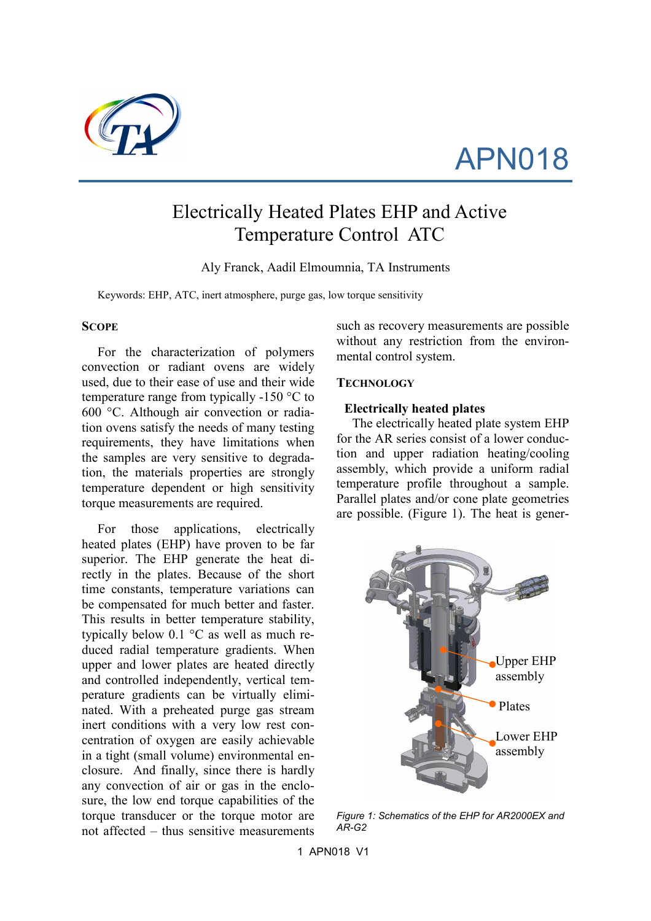APN018

# Electrically Heated Plates EHP and Active Temperature Control ATC

Aly Franck, Aadil Elmoumnia, TA Instruments

Keywords: EHP, ATC, inert atmosphere, purge gas, low torque sensitivity

## SCOPE

For the characterization of polymers convection or radiant ovens are widely used, due to their ease of use and their wide temperature range from typically -150 °C to 600 °C. Although air convection or radiation ovens satisfy the needs of many testing requirements, they have limitations when the samples are very sensitive to degradation, the materials properties are strongly temperature dependent or high sensitivity torque measurements are required.

For those applications, electrically heated plates (EHP) have proven to be far superior. The EHP generate the heat directly in the plates. Because of the short time constants, temperature variations can be compensated for much better and faster. This results in better temperature stability, typically below 0.1 °C as well as much reduced radial temperature gradients. When upper and lower plates are heated directly and controlled independently, vertical temperature gradients can be virtually eliminated. With a preheated purge gas stream inert conditions with a very low rest concentration of oxygen are easily achievable in a tight (small volume) environmental enclosure. And finally, since there is hardly any convection of air or gas in the enclosure, the low end torque capabilities of the torque transducer or the torque motor are not affected – thus sensitive measurements such as recovery measurements are possible without any restriction from the environmental control system.

## TECHNOLOGY

### Electrically heated plates

The electrically heated plate system EHP for the AR series consist of a lower conduction and upper radiation heating/cooling assembly, which provide a uniform radial temperature profile throughout a sample. Parallel plates and/or cone plate geometries are possible. (Figure 1). The heat is gener-

Upper EHP assembly

Plates

Lower EHP assembly

*Figure 1: Schematics of the EHP for AR2000EX and AR-G2*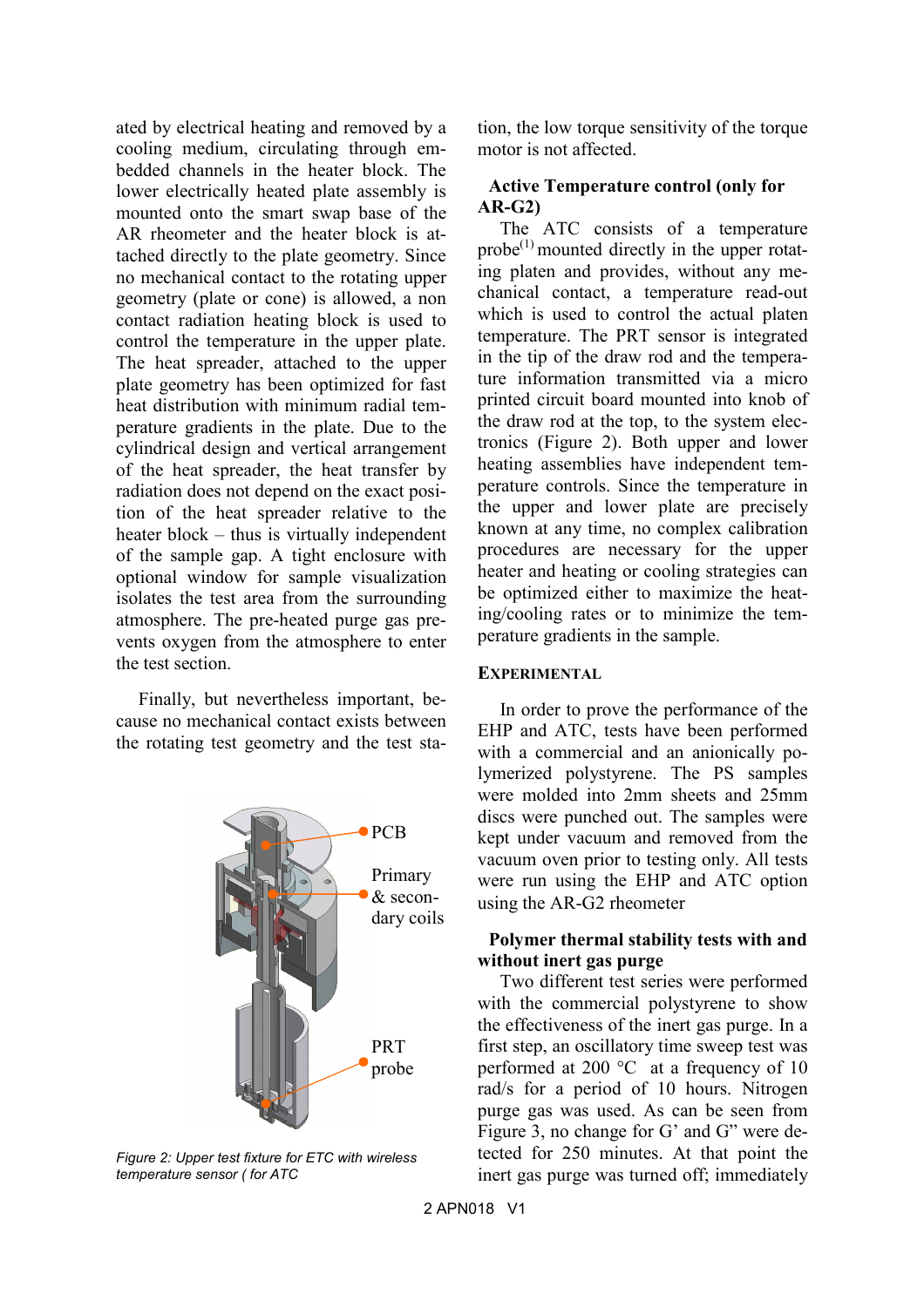ated by electrical heating and removed by a cooling medium, circulating through embedded channels in the heater block. The lower electrically heated plate assembly is mounted onto the smart swap base of the AR rheometer and the heater block is attached directly to the plate geometry. Since no mechanical contact to the rotating upper geometry (plate or cone) is allowed, a non contact radiation heating block is used to control the temperature in the upper plate. The heat spreader, attached to the upper plate geometry has been optimized for fast heat distribution with minimum radial temperature gradients in the plate. Due to the cylindrical design and vertical arrangement of the heat spreader, the heat transfer by radiation does not depend on the exact position of the heat spreader relative to the heater block – thus is virtually independent of the sample gap. A tight enclosure with optional window for sample visualization isolates the test area from the surrounding atmosphere. The pre-heated purge gas prevents oxygen from the atmosphere to enter the test section.

Finally, but nevertheless important, because no mechanical contact exists between the rotating test geometry and the test station, the low torque sensitivity of the torque motor is not affected.

PCB

Primary & secondary coils

PRT probe

*Figure 2: Upper test fixture for ETC with wireless temperature sensor ( for ATC*

### Active Temperature control (only for AR-G2)

The ATC consists of a temperature probe[1] mounted directly in the upper rotating platen and provides, without any mechanical contact, a temperature read-out which is used to control the actual platen temperature. The PRT sensor is integrated in the tip of the draw rod and the temperature information transmitted via a micro printed circuit board mounted into knob of the draw rod at the top, to the system electronics (Figure 2). Both upper and lower heating assemblies have independent temperature controls. Since the temperature in the upper and lower plate are precisely known at any time, no complex calibration procedures are necessary for the upper heater and heating or cooling strategies can be optimized either to maximize the heating/cooling rates or to minimize the temperature gradients in the sample.

## EXPERIMENTAL

In order to prove the performance of the EHP and ATC, tests have been performed with a commercial and an anionically polymerized polystyrene. The PS samples were molded into 2mm sheets and 25mm discs were punched out. The samples were kept under vacuum and removed from the vacuum oven prior to testing only. All tests were run using the EHP and ATC option using the AR-G2 rheometer

### Polymer thermal stability tests with and without inert gas purge

Two different test series were performed with the commercial polystyrene to show the effectiveness of the inert gas purge. In a first step, an oscillatory time sweep test was performed at 200 °C at a frequency of 10 rad/s for a period of 10 hours. Nitrogen purge gas was used. As can be seen from Figure 3, no change for G' and G" were detected for 250 minutes. At that point the inert gas purge was turned off; immediately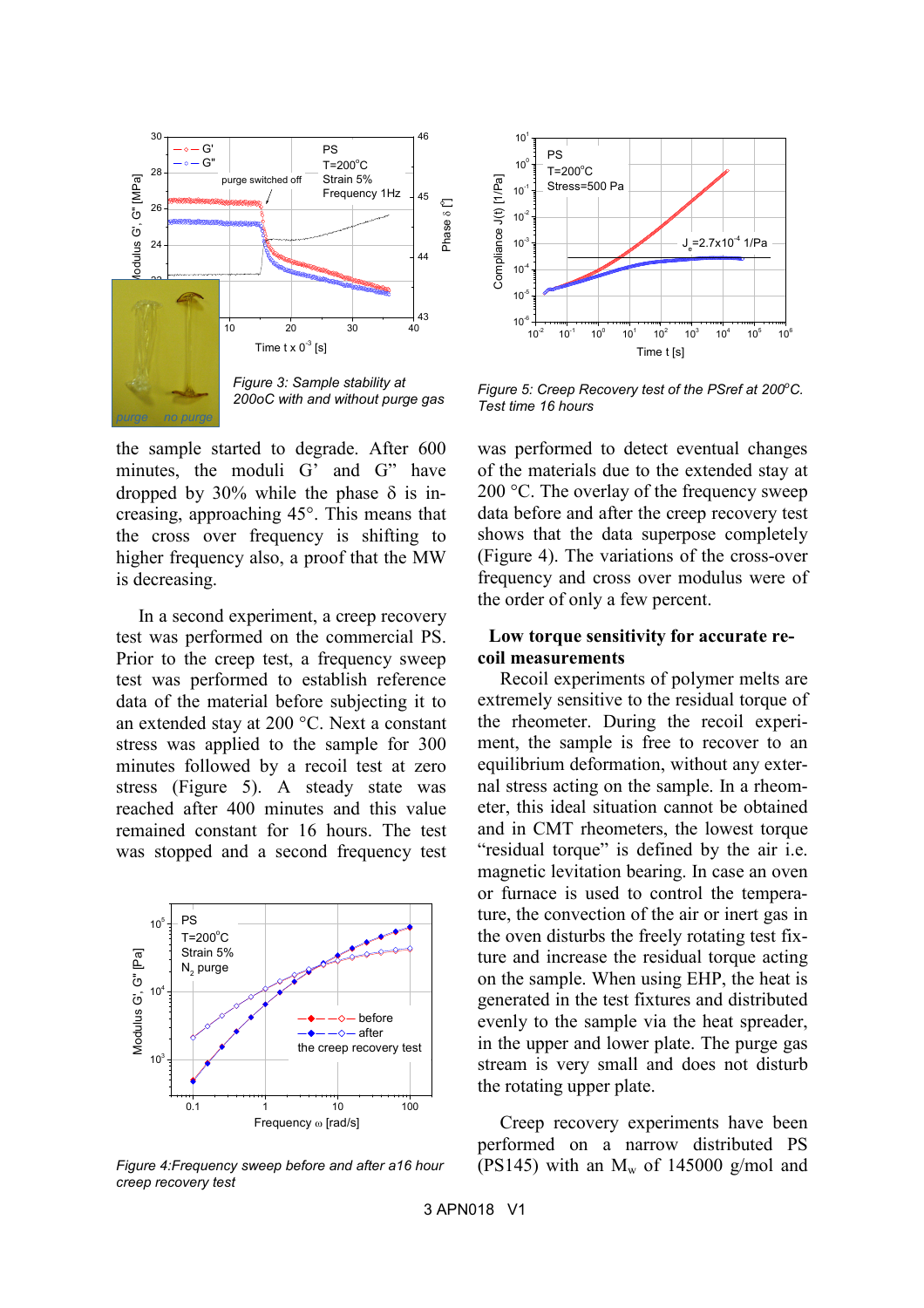*Figure 3: Sample stability at 200oC with and without purge gas*

*Figure 5: Creep Recovery test of the PSref at 200°C. Test time 16 hours*

the sample started to degrade. After 600 minutes, the moduli G' and G" have dropped by 30% while the phase δ is increasing, approaching 45°. This means that the cross over frequency is shifting to higher frequency also, a proof that the MW is decreasing.

In a second experiment, a creep recovery test was performed on the commercial PS. Prior to the creep test, a frequency sweep test was performed to establish reference data of the material before subjecting it to an extended stay at 200 °C. Next a constant stress was applied to the sample for 300 minutes followed by a recoil test at zero stress (Figure 5). A steady state was reached after 400 minutes and this value remained constant for 16 hours. The test was stopped and a second frequency test was performed to detect eventual changes of the materials due to the extended stay at 200 °C. The overlay of the frequency sweep data before and after the creep recovery test shows that the data superpose completely (Figure 4). The variations of the cross-over frequency and cross over modulus were of the order of only a few percent.

*Figure 4:Frequency sweep before and after a16 hour creep recovery test*

## Low torque sensitivity for accurate recoil measurements

Recoil experiments of polymer melts are extremely sensitive to the residual torque of the rheometer. During the recoil experiment, the sample is free to recover to an equilibrium deformation, without any external stress acting on the sample. In a rheometer, this ideal situation cannot be obtained and in CMT rheometers, the lowest torque "residual torque" is defined by the air i.e. magnetic levitation bearing. In case an oven or furnace is used to control the temperature, the convection of the air or inert gas in the oven disturbs the freely rotating test fixture and increase the residual torque acting on the sample. When using EHP, the heat is generated in the test fixtures and distributed evenly to the sample via the heat spreader, in the upper and lower plate. The purge gas stream is very small and does not disturb the rotating upper plate.

Creep recovery experiments have been performed on a narrow distributed PS (PS145) with an $M_w$ of 145000 g/mol and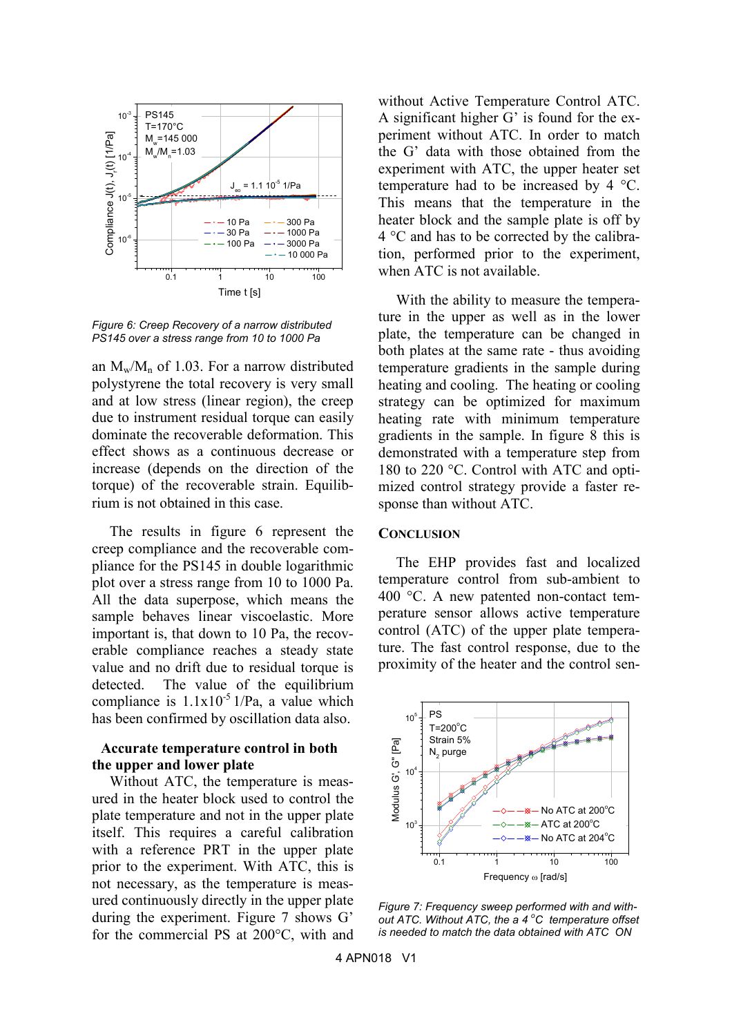Figure 6: Creep Recovery of a narrow distributed PS145 over a stress range from 10 to 1000 Pa

an $M_w/M_n$ of 1.03. For a narrow distributed polystyrene the total recovery is very small and at low stress (linear region), the creep due to instrument residual torque can easily dominate the recoverable deformation. This effect shows as a continuous decrease or increase (depends on the direction of the torque) of the recoverable strain. Equilibrium is not obtained in this case.

The results in figure 6 represent the creep compliance and the recoverable compliance for the PS145 in double logarithmic plot over a stress range from 10 to 1000 Pa. All the data superpose, which means the sample behaves linear viscoelastic. More important is, that down to 10 Pa, the recoverable compliance reaches a steady state value and no drift due to residual torque is detected. The value of the equilibrium compliance is $1.1 \times 10^{-5}$ 1/Pa, a value which has been confirmed by oscillation data also.

**Accurate temperature control in both the upper and lower plate**

Without ATC, the temperature is measured in the heater block used to control the plate temperature and not in the upper plate itself. This requires a careful calibration with a reference PRT in the upper plate prior to the experiment. With ATC, this is not necessary, as the temperature is measured continuously directly in the upper plate during the experiment. Figure 7 shows G' for the commercial PS at 200°C, with and without Active Temperature Control ATC. A significant higher G' is found for the experiment without ATC. In order to match the G' data with those obtained from the experiment with ATC, the upper heater set temperature had to be increased by 4 °C. This means that the temperature in the heater block and the sample plate is off by 4 °C and has to be corrected by the calibration, performed prior to the experiment, when ATC is not available.

With the ability to measure the temperature in the upper as well as in the lower plate, the temperature can be changed in both plates at the same rate - thus avoiding temperature gradients in the sample during heating and cooling. The heating or cooling strategy can be optimized for maximum heating rate with minimum temperature gradients in the sample. In figure 8 this is demonstrated with a temperature step from 180 to 220 °C. Control with ATC and optimized control strategy provide a faster response than without ATC.

## CONCLUSION

The EHP provides fast and localized temperature control from sub-ambient to 400 °C. A new patented non-contact temperature sensor allows active temperature control (ATC) of the upper plate temperature. The fast control response, due to the proximity of the heater and the control sen-

Figure 7: Frequency sweep performed with and without ATC. Without ATC, the a 4 °C temperature offset is needed to match the data obtained with ATC ON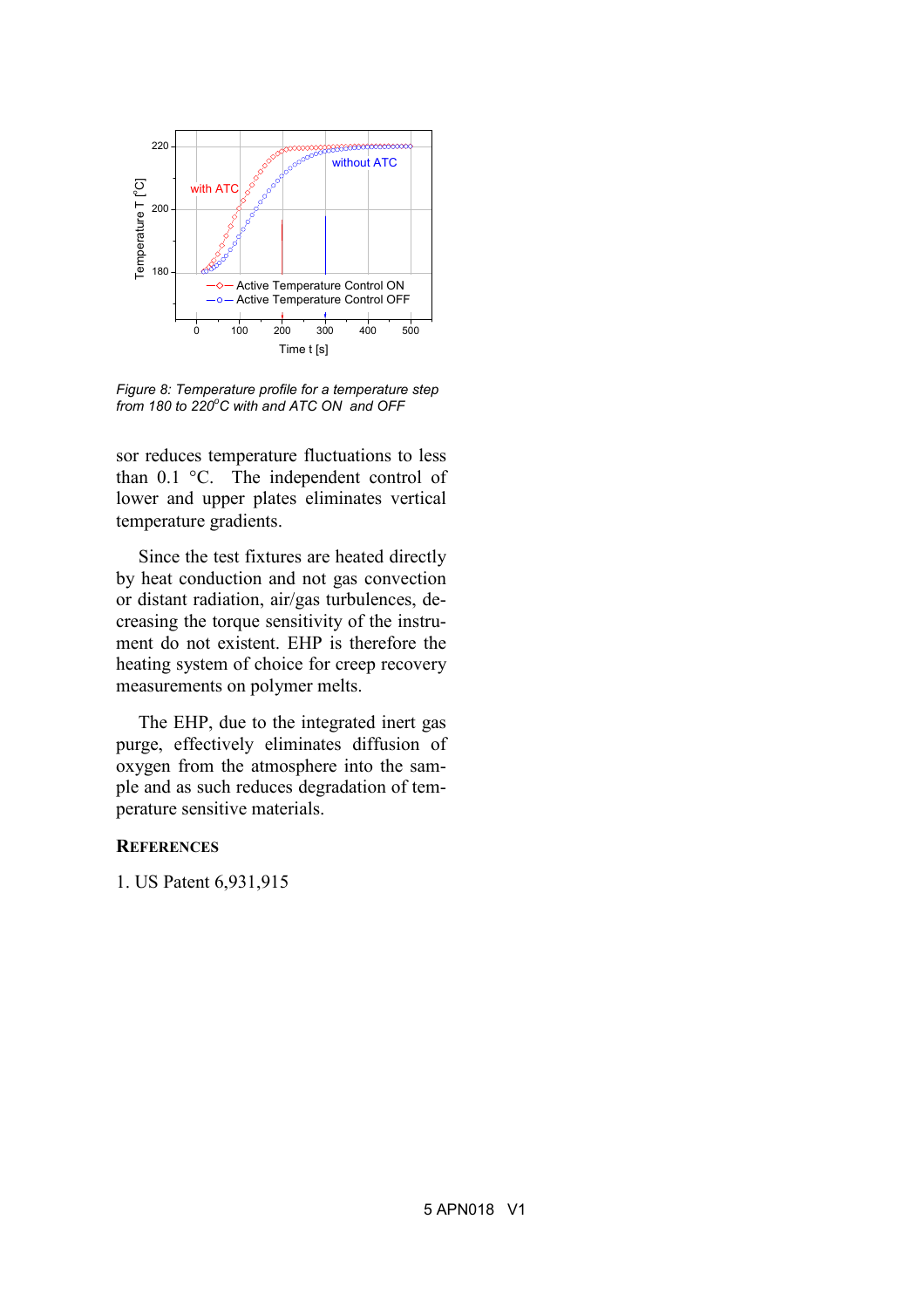220

200

180

Temperature T [°C]

with ATC

without ATC

—◇— Active Temperature Control ON
—○— Active Temperature Control OFF

0 100 200 300 400 500

Time t [s]

*Figure 8: Temperature profile for a temperature step from 180 to 220°C with and ATC ON and OFF*

sor reduces temperature fluctuations to less than 0.1 °C. The independent control of lower and upper plates eliminates vertical temperature gradients.

Since the test fixtures are heated directly by heat conduction and not gas convection or distant radiation, air/gas turbulences, decreasing the torque sensitivity of the instrument do not existent. EHP is therefore the heating system of choice for creep recovery measurements on polymer melts.

The EHP, due to the integrated inert gas purge, effectively eliminates diffusion of oxygen from the atmosphere into the sample and as such reduces degradation of temperature sensitive materials.

## References

1. US Patent 6,931,915